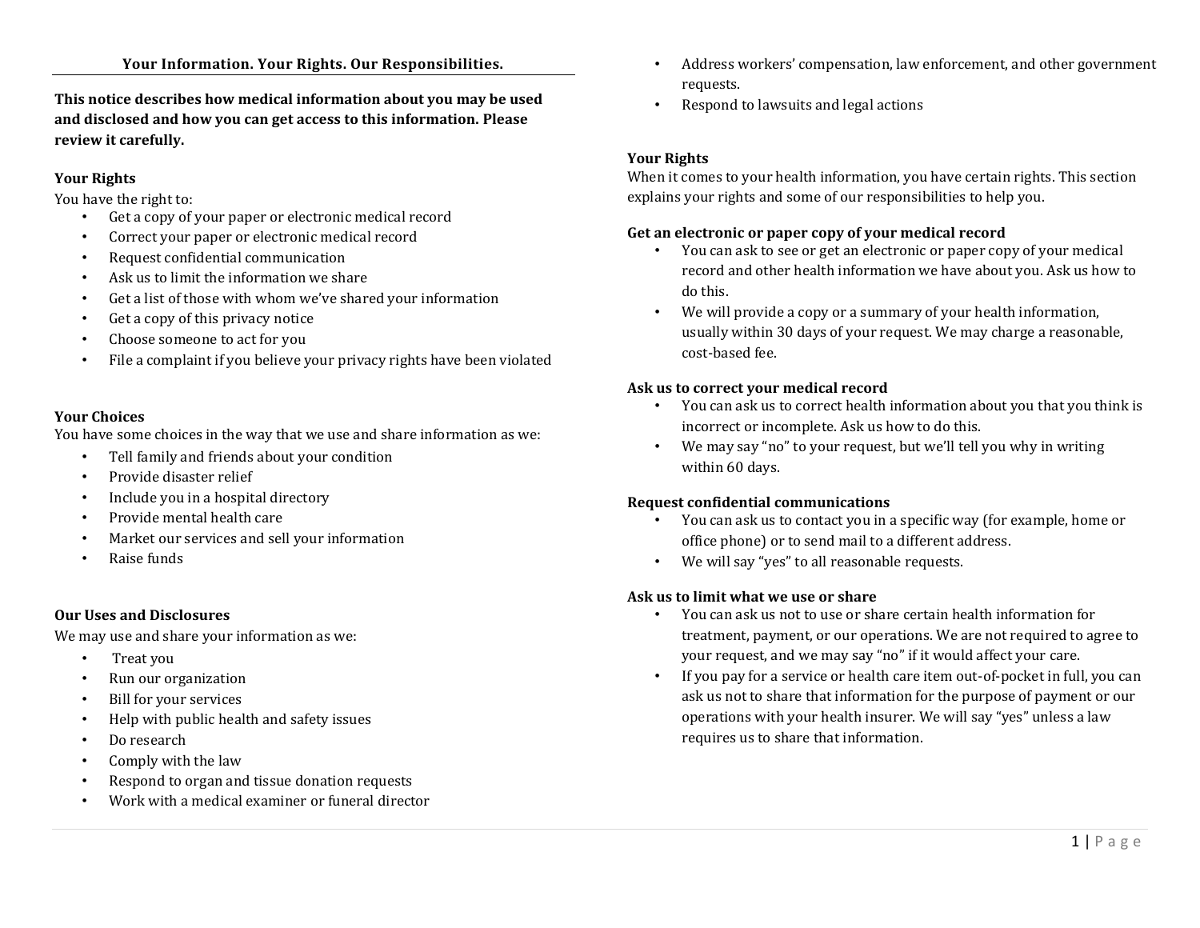## Your Information. Your Rights. Our Responsibilities.

**This notice describes how medical information about you may be used and disclosed and how you can get access to this information. Please review it carefully.**

**Your Rights**

You have the right to:

- Get a copy of your paper or electronic medical record
- Correct your paper or electronic medical record
- Request confidential communication
- Ask us to limit the information we share
- Get a list of those with whom we've shared your information
- Get a copy of this privacy notice
- Choose someone to act for you
- File a complaint if you believe your privacy rights have been violated

**Your Choices**

You have some choices in the way that we use and share information as we:

- Tell family and friends about your condition
- Provide disaster relief
- Include you in a hospital directory
- Provide mental health care
- Market our services and sell your information
- Raise funds

**Our Uses and Disclosures**

We may use and share your information as we:

- Treat you
- Run our organization
- Bill for your services
- Help with public health and safety issues
- Do research
- Comply with the law
- Respond to organ and tissue donation requests
- Work with a medical examiner or funeral director
- Address workers' compensation, law enforcement, and other government requests.
- Respond to lawsuits and legal actions

**Your Rights**

When it comes to your health information, you have certain rights. This section explains your rights and some of our responsibilities to help you.

**Get an electronic or paper copy of your medical record**

- You can ask to see or get an electronic or paper copy of your medical record and other health information we have about you. Ask us how to do this.
- We will provide a copy or a summary of your health information, usually within 30 days of your request. We may charge a reasonable, cost-based fee.

**Ask us to correct your medical record**

- You can ask us to correct health information about you that you think is incorrect or incomplete. Ask us how to do this.
- We may say "no" to your request, but we'll tell you why in writing within 60 days.

**Request confidential communications**

- You can ask us to contact you in a specific way (for example, home or office phone) or to send mail to a different address.
- We will say "yes" to all reasonable requests.

**Ask us to limit what we use or share**

- You can ask us not to use or share certain health information for treatment, payment, or our operations. We are not required to agree to your request, and we may say "no" if it would affect your care.
- If you pay for a service or health care item out-of-pocket in full, you can ask us not to share that information for the purpose of payment or our operations with your health insurer. We will say "yes" unless a law requires us to share that information.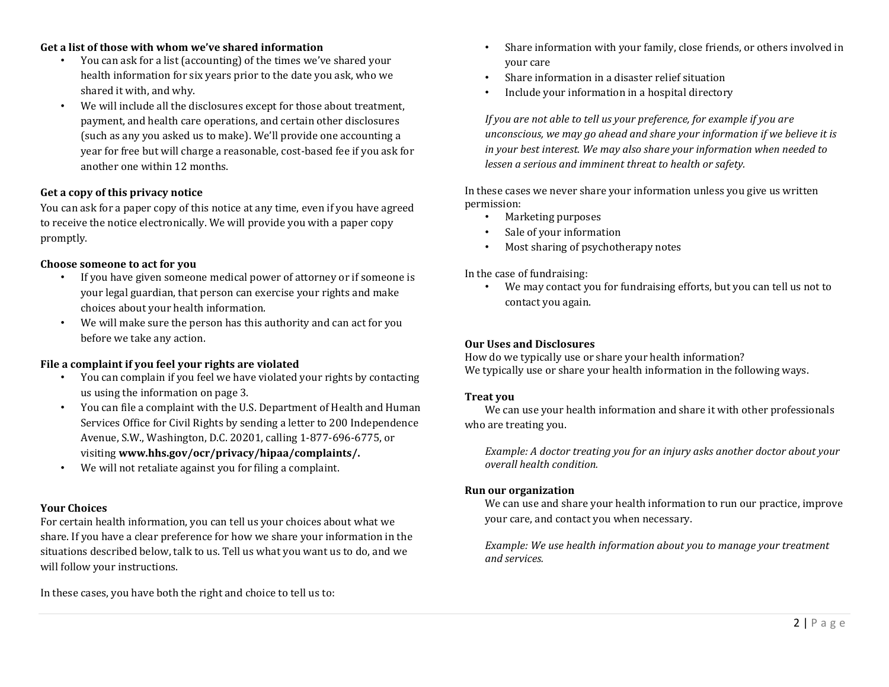**Get a list of those with whom we've shared information**

- You can ask for a list (accounting) of the times we've shared your health information for six years prior to the date you ask, who we shared it with, and why.
- We will include all the disclosures except for those about treatment, payment, and health care operations, and certain other disclosures (such as any you asked us to make). We'll provide one accounting a year for free but will charge a reasonable, cost-based fee if you ask for another one within 12 months.

**Get a copy of this privacy notice**

You can ask for a paper copy of this notice at any time, even if you have agreed to receive the notice electronically. We will provide you with a paper copy promptly.

**Choose someone to act for you**

- If you have given someone medical power of attorney or if someone is your legal guardian, that person can exercise your rights and make choices about your health information.
- We will make sure the person has this authority and can act for you before we take any action.

**File a complaint if you feel your rights are violated**

- You can complain if you feel we have violated your rights by contacting us using the information on page 3.
- You can file a complaint with the U.S. Department of Health and Human Services Office for Civil Rights by sending a letter to 200 Independence Avenue, S.W., Washington, D.C. 20201, calling 1-877-696-6775, or visiting **www.hhs.gov/ocr/privacy/hipaa/complaints/.**
- We will not retaliate against you for filing a complaint.

**Your Choices**

For certain health information, you can tell us your choices about what we share. If you have a clear preference for how we share your information in the situations described below, talk to us. Tell us what you want us to do, and we will follow your instructions.

In these cases, you have both the right and choice to tell us to:

- Share information with your family, close friends, or others involved in your care
- Share information in a disaster relief situation
- Include your information in a hospital directory

*If you are not able to tell us your preference, for example if you are unconscious, we may go ahead and share your information if we believe it is in your best interest. We may also share your information when needed to lessen a serious and imminent threat to health or safety.*

In these cases we never share your information unless you give us written permission:

- Marketing purposes
- Sale of your information
- Most sharing of psychotherapy notes

In the case of fundraising:

- We may contact you for fundraising efforts, but you can tell us not to contact you again.

**Our Uses and Disclosures**

How do we typically use or share your health information?
We typically use or share your health information in the following ways.

**Treat you**

We can use your health information and share it with other professionals who are treating you.

*Example: A doctor treating you for an injury asks another doctor about your overall health condition.*

**Run our organization**

We can use and share your health information to run our practice, improve your care, and contact you when necessary.

*Example: We use health information about you to manage your treatment and services.*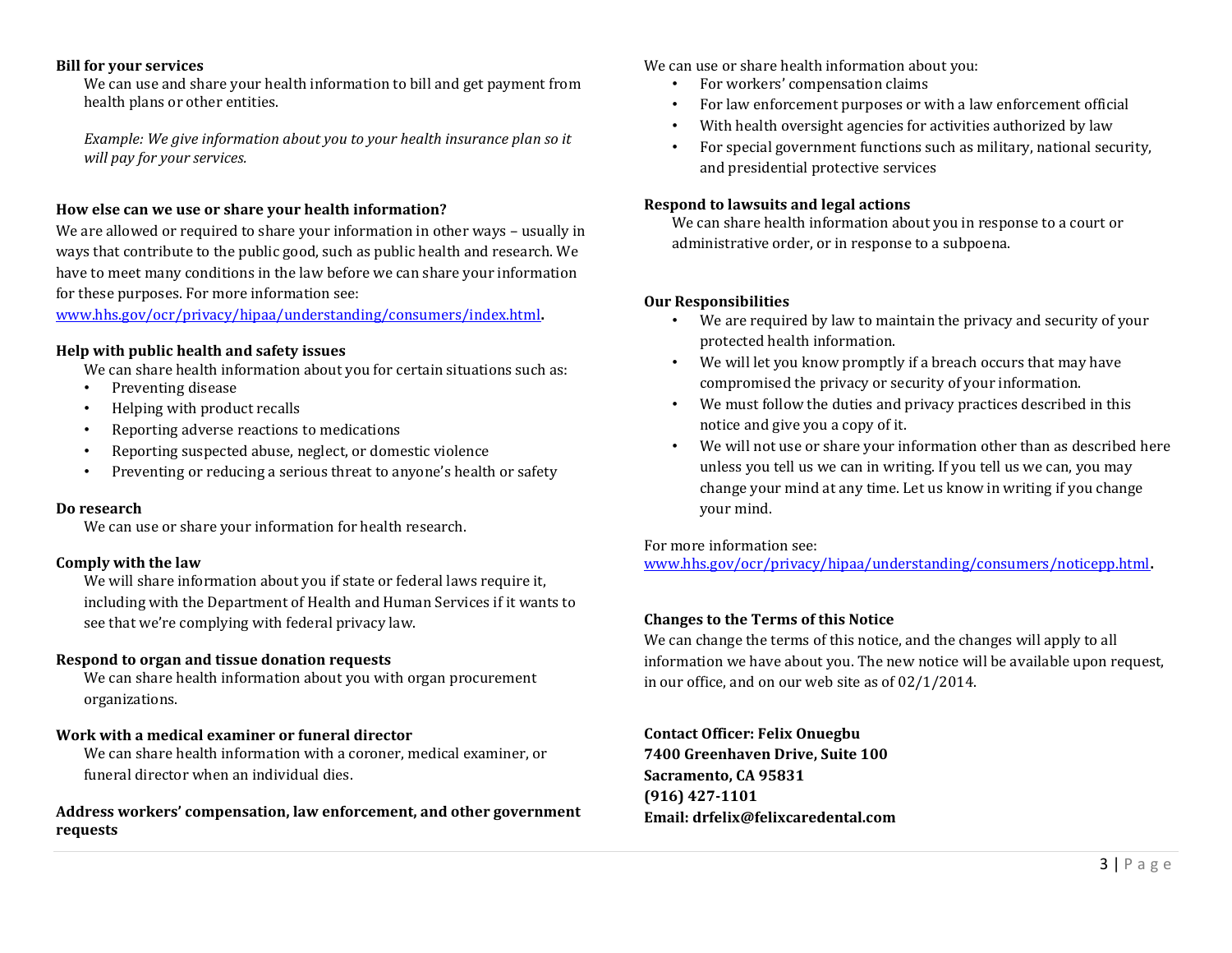**Bill for your services**

We can use and share your health information to bill and get payment from health plans or other entities.

*Example: We give information about you to your health insurance plan so it will pay for your services.*

**How else can we use or share your health information?**

We are allowed or required to share your information in other ways – usually in ways that contribute to the public good, such as public health and research. We have to meet many conditions in the law before we can share your information for these purposes. For more information see: www.hhs.gov/ocr/privacy/hipaa/understanding/consumers/index.html**.**

**Help with public health and safety issues**

We can share health information about you for certain situations such as:

- Preventing disease
- Helping with product recalls
- Reporting adverse reactions to medications
- Reporting suspected abuse, neglect, or domestic violence
- Preventing or reducing a serious threat to anyone's health or safety

**Do research**

We can use or share your information for health research.

**Comply with the law**

We will share information about you if state or federal laws require it, including with the Department of Health and Human Services if it wants to see that we're complying with federal privacy law.

**Respond to organ and tissue donation requests**

We can share health information about you with organ procurement organizations.

**Work with a medical examiner or funeral director**

We can share health information with a coroner, medical examiner, or funeral director when an individual dies.

**Address workers' compensation, law enforcement, and other government requests**

We can use or share health information about you:

- For workers' compensation claims
- For law enforcement purposes or with a law enforcement official
- With health oversight agencies for activities authorized by law
- For special government functions such as military, national security, and presidential protective services

**Respond to lawsuits and legal actions**

We can share health information about you in response to a court or administrative order, or in response to a subpoena.

**Our Responsibilities**

- We are required by law to maintain the privacy and security of your protected health information.
- We will let you know promptly if a breach occurs that may have compromised the privacy or security of your information.
- We must follow the duties and privacy practices described in this notice and give you a copy of it.
- We will not use or share your information other than as described here unless you tell us we can in writing. If you tell us we can, you may change your mind at any time. Let us know in writing if you change your mind.

For more information see: www.hhs.gov/ocr/privacy/hipaa/understanding/consumers/noticepp.html**.**

**Changes to the Terms of this Notice**

We can change the terms of this notice, and the changes will apply to all information we have about you. The new notice will be available upon request, in our office, and on our web site as of 02/1/2014.

**Contact Officer: Felix Onuegbu**
**7400 Greenhaven Drive, Suite 100**
**Sacramento, CA 95831**
**(916) 427-1101**
**Email: drfelix@felixcaredental.com**